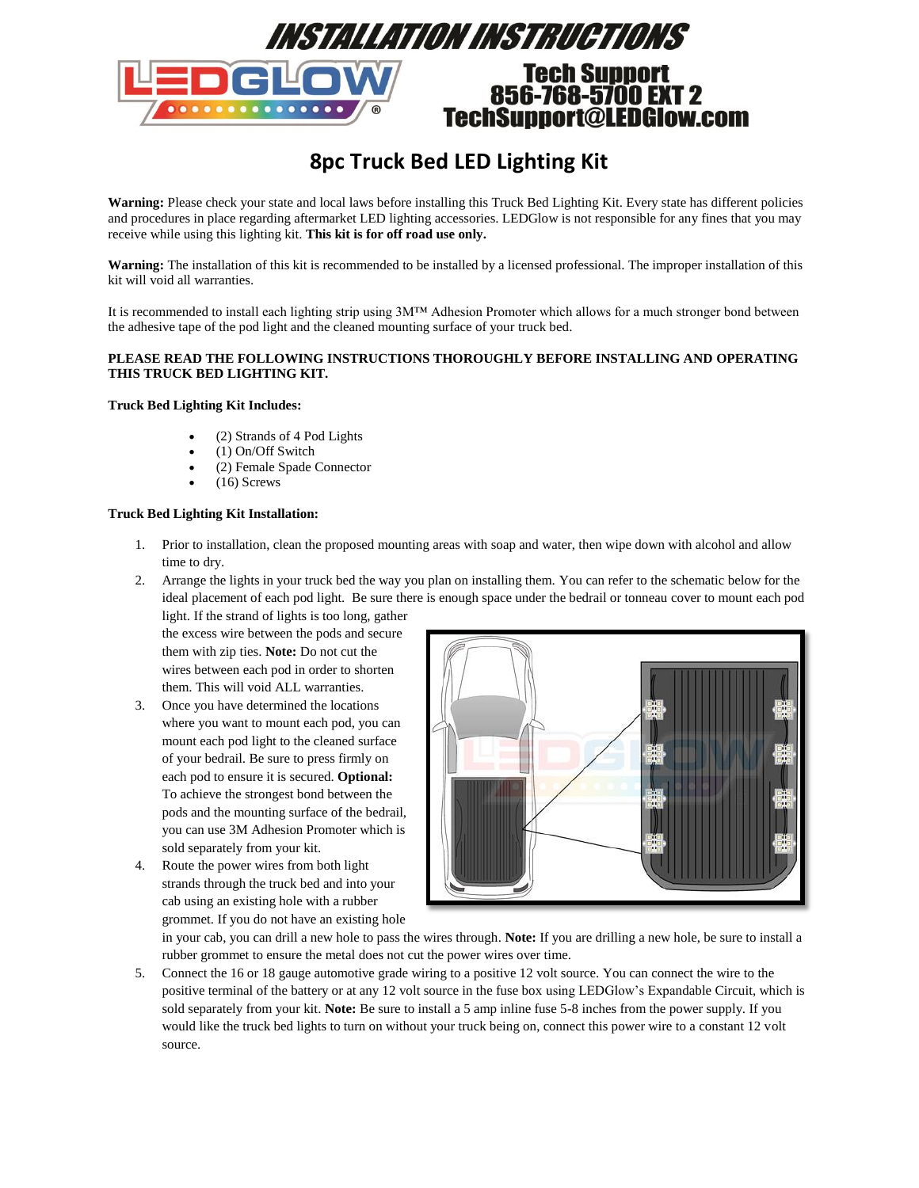# INSTALLATION INSTRUCTIONS

**Tech Support**
**856-768-5700 EXT 2**
**TechSupport@LEDGlow.com**

## 8pc Truck Bed LED Lighting Kit

**Warning:** Please check your state and local laws before installing this Truck Bed Lighting Kit. Every state has different policies and procedures in place regarding aftermarket LED lighting accessories. LEDGlow is not responsible for any fines that you may receive while using this lighting kit. **This kit is for off road use only.**

**Warning:** The installation of this kit is recommended to be installed by a licensed professional. The improper installation of this kit will void all warranties.

It is recommended to install each lighting strip using 3M™ Adhesion Promoter which allows for a much stronger bond between the adhesive tape of the pod light and the cleaned mounting surface of your truck bed.

**PLEASE READ THE FOLLOWING INSTRUCTIONS THOROUGHLY BEFORE INSTALLING AND OPERATING THIS TRUCK BED LIGHTING KIT.**

**Truck Bed Lighting Kit Includes:**

- (2) Strands of 4 Pod Lights
- (1) On/Off Switch
- (2) Female Spade Connector
- (16) Screws

**Truck Bed Lighting Kit Installation:**

1. Prior to installation, clean the proposed mounting areas with soap and water, then wipe down with alcohol and allow time to dry.
2. Arrange the lights in your truck bed the way you plan on installing them. You can refer to the schematic below for the ideal placement of each pod light. Be sure there is enough space under the bedrail or tonneau cover to mount each pod light. If the strand of lights is too long, gather the excess wire between the pods and secure them with zip ties. **Note:** Do not cut the wires between each pod in order to shorten them. This will void ALL warranties.
3. Once you have determined the locations where you want to mount each pod, you can mount each pod light to the cleaned surface of your bedrail. Be sure to press firmly on each pod to ensure it is secured. **Optional:** To achieve the strongest bond between the pods and the mounting surface of the bedrail, you can use 3M Adhesion Promoter which is sold separately from your kit.
4. Route the power wires from both light strands through the truck bed and into your cab using an existing hole with a rubber grommet. If you do not have an existing hole in your cab, you can drill a new hole to pass the wires through. **Note:** If you are drilling a new hole, be sure to install a rubber grommet to ensure the metal does not cut the power wires over time.
5. Connect the 16 or 18 gauge automotive grade wiring to a positive 12 volt source. You can connect the wire to the positive terminal of the battery or at any 12 volt source in the fuse box using LEDGlow's Expandable Circuit, which is sold separately from your kit. **Note:** Be sure to install a 5 amp inline fuse 5-8 inches from the power supply. If you would like the truck bed lights to turn on without your truck being on, connect this power wire to a constant 12 volt source.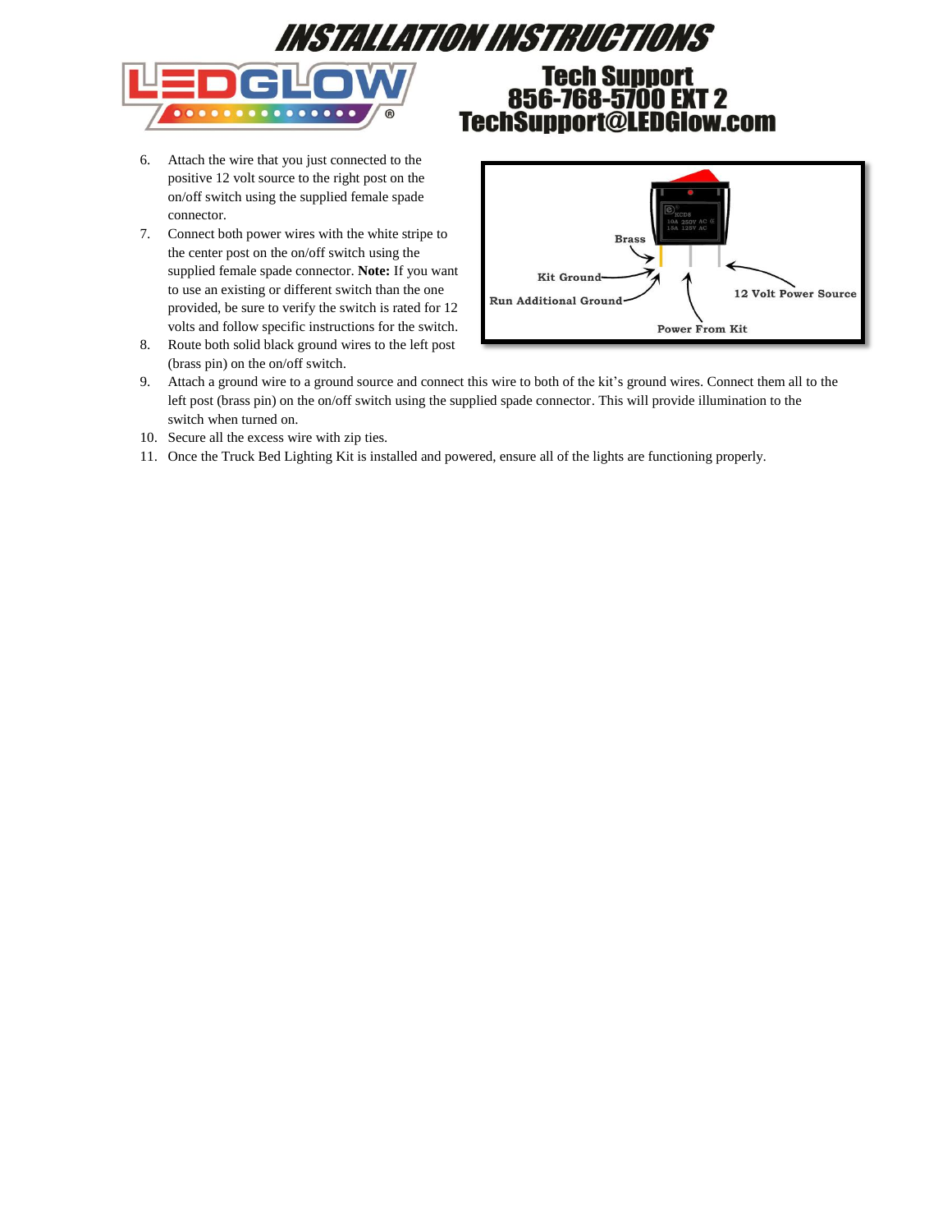# INSTALLATION INSTRUCTIONS

**Tech Support**
**856-768-5700 EXT 2**
**TechSupport@LEDGlow.com**

6. Attach the wire that you just connected to the positive 12 volt source to the right post on the on/off switch using the supplied female spade connector.
7. Connect both power wires with the white stripe to the center post on the on/off switch using the supplied female spade connector. **Note:** If you want to use an existing or different switch than the one provided, be sure to verify the switch is rated for 12 volts and follow specific instructions for the switch.
8. Route both solid black ground wires to the left post (brass pin) on the on/off switch.
9. Attach a ground wire to a ground source and connect this wire to both of the kit's ground wires. Connect them all to the left post (brass pin) on the on/off switch using the supplied spade connector. This will provide illumination to the switch when turned on.
10. Secure all the excess wire with zip ties.
11. Once the Truck Bed Lighting Kit is installed and powered, ensure all of the lights are functioning properly.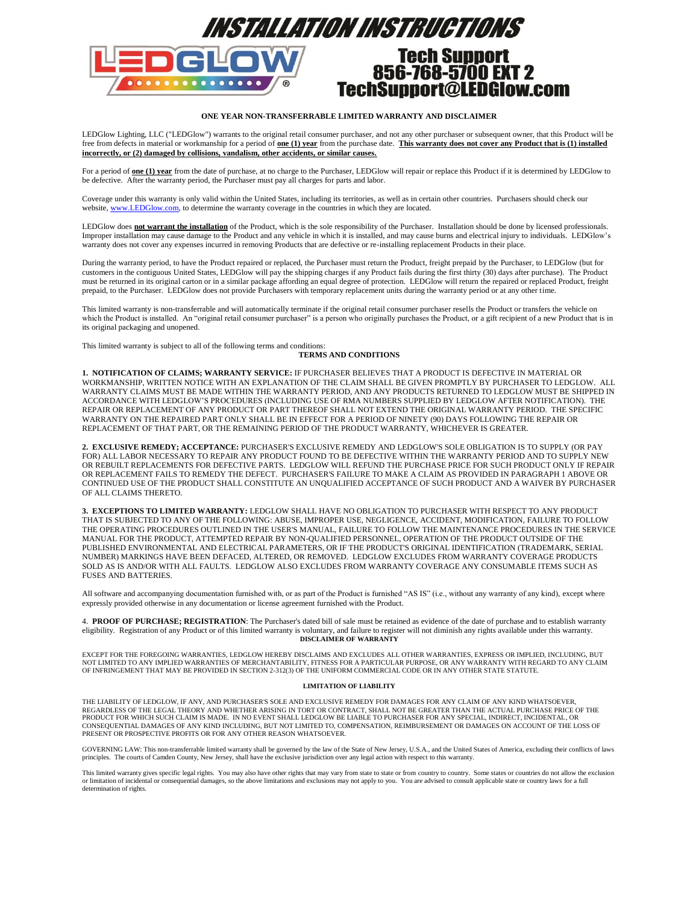# INSTALLATION INSTRUCTIONS

LEDGLOW®

**Tech Support**
**856-768-5700 EXT 2**
**TechSupport@LEDGlow.com**

**ONE YEAR NON-TRANSFERRABLE LIMITED WARRANTY AND DISCLAIMER**

LEDGlow Lighting, LLC ("LEDGlow") warrants to the original retail consumer purchaser, and not any other purchaser or subsequent owner, that this Product will be free from defects in material or workmanship for a period of **one (1) year** from the purchase date. **This warranty does not cover any Product that is (1) installed incorrectly, or (2) damaged by collisions, vandalism, other accidents, or similar causes.**

For a period of **one (1) year** from the date of purchase, at no charge to the Purchaser, LEDGlow will repair or replace this Product if it is determined by LEDGlow to be defective. After the warranty period, the Purchaser must pay all charges for parts and labor.

Coverage under this warranty is only valid within the United States, including its territories, as well as in certain other countries. Purchasers should check our website, www.LEDGlow.com, to determine the warranty coverage in the countries in which they are located.

LEDGlow does **not warrant the installation** of the Product, which is the sole responsibility of the Purchaser. Installation should be done by licensed professionals. Improper installation may cause damage to the Product and any vehicle in which it is installed, and may cause burns and electrical injury to individuals. LEDGlow's warranty does not cover any expenses incurred in removing Products that are defective or re-installing replacement Products in their place.

During the warranty period, to have the Product repaired or replaced, the Purchaser must return the Product, freight prepaid by the Purchaser, to LEDGlow (but for customers in the contiguous United States, LEDGlow will pay the shipping charges if any Product fails during the first thirty (30) days after purchase). The Product must be returned in its original carton or in a similar package affording an equal degree of protection. LEDGlow will return the repaired or replaced Product, freight prepaid, to the Purchaser. LEDGlow does not provide Purchasers with temporary replacement units during the warranty period or at any other time.

This limited warranty is non-transferrable and will automatically terminate if the original retail consumer purchaser resells the Product or transfers the vehicle on which the Product is installed. An "original retail consumer purchaser" is a person who originally purchases the Product, or a gift recipient of a new Product that is in its original packaging and unopened.

This limited warranty is subject to all of the following terms and conditions:

**TERMS AND CONDITIONS**

**1. NOTIFICATION OF CLAIMS; WARRANTY SERVICE:** IF PURCHASER BELIEVES THAT A PRODUCT IS DEFECTIVE IN MATERIAL OR WORKMANSHIP, WRITTEN NOTICE WITH AN EXPLANATION OF THE CLAIM SHALL BE GIVEN PROMPTLY BY PURCHASER TO LEDGLOW. ALL WARRANTY CLAIMS MUST BE MADE WITHIN THE WARRANTY PERIOD, AND ANY PRODUCTS RETURNED TO LEDGLOW MUST BE SHIPPED IN ACCORDANCE WITH LEDGLOW'S PROCEDURES (INCLUDING USE OF RMA NUMBERS SUPPLIED BY LEDGLOW AFTER NOTIFICATION). THE REPAIR OR REPLACEMENT OF ANY PRODUCT OR PART THEREOF SHALL NOT EXTEND THE ORIGINAL WARRANTY PERIOD. THE SPECIFIC WARRANTY ON THE REPAIRED PART ONLY SHALL BE IN EFFECT FOR A PERIOD OF NINETY (90) DAYS FOLLOWING THE REPAIR OR REPLACEMENT OF THAT PART, OR THE REMAINING PERIOD OF THE PRODUCT WARRANTY, WHICHEVER IS GREATER.

**2. EXCLUSIVE REMEDY; ACCEPTANCE:** PURCHASER'S EXCLUSIVE REMEDY AND LEDGLOW'S SOLE OBLIGATION IS TO SUPPLY (OR PAY FOR) ALL LABOR NECESSARY TO REPAIR ANY PRODUCT FOUND TO BE DEFECTIVE WITHIN THE WARRANTY PERIOD AND TO SUPPLY NEW OR REBUILT REPLACEMENTS FOR DEFECTIVE PARTS. LEDGLOW WILL REFUND THE PURCHASE PRICE FOR SUCH PRODUCT ONLY IF REPAIR OR REPLACEMENT FAILS TO REMEDY THE DEFECT. PURCHASER'S FAILURE TO MAKE A CLAIM AS PROVIDED IN PARAGRAPH 1 ABOVE OR CONTINUED USE OF THE PRODUCT SHALL CONSTITUTE AN UNQUALIFIED ACCEPTANCE OF SUCH PRODUCT AND A WAIVER BY PURCHASER OF ALL CLAIMS THERETO.

**3. EXCEPTIONS TO LIMITED WARRANTY:** LEDGLOW SHALL HAVE NO OBLIGATION TO PURCHASER WITH RESPECT TO ANY PRODUCT THAT IS SUBJECTED TO ANY OF THE FOLLOWING: ABUSE, IMPROPER USE, NEGLIGENCE, ACCIDENT, MODIFICATION, FAILURE TO FOLLOW THE OPERATING PROCEDURES OUTLINED IN THE USER'S MANUAL, FAILURE TO FOLLOW THE MAINTENANCE PROCEDURES IN THE SERVICE MANUAL FOR THE PRODUCT, ATTEMPTED REPAIR BY NON-QUALIFIED PERSONNEL, OPERATION OF THE PRODUCT OUTSIDE OF THE PUBLISHED ENVIRONMENTAL AND ELECTRICAL PARAMETERS, OR IF THE PRODUCT'S ORIGINAL IDENTIFICATION (TRADEMARK, SERIAL NUMBER) MARKINGS HAVE BEEN DEFACED, ALTERED, OR REMOVED. LEDGLOW EXCLUDES FROM WARRANTY COVERAGE PRODUCTS SOLD AS IS AND/OR WITH ALL FAULTS. LEDGLOW ALSO EXCLUDES FROM WARRANTY COVERAGE ANY CONSUMABLE ITEMS SUCH AS FUSES AND BATTERIES.

All software and accompanying documentation furnished with, or as part of the Product is furnished "AS IS" (i.e., without any warranty of any kind), except where expressly provided otherwise in any documentation or license agreement furnished with the Product.

4. **PROOF OF PURCHASE; REGISTRATION**: The Purchaser's dated bill of sale must be retained as evidence of the date of purchase and to establish warranty eligibility. Registration of any Product or of this limited warranty is voluntary, and failure to register will not diminish any rights available under this warranty.

**DISCLAIMER OF WARRANTY**

EXCEPT FOR THE FOREGOING WARRANTIES, LEDGLOW HEREBY DISCLAIMS AND EXCLUDES ALL OTHER WARRANTIES, EXPRESS OR IMPLIED, INCLUDING, BUT NOT LIMITED TO ANY IMPLIED WARRANTIES OF MERCHANTABILITY, FITNESS FOR A PARTICULAR PURPOSE, OR ANY WARRANTY WITH REGARD TO ANY CLAIM OF INFRINGEMENT THAT MAY BE PROVIDED IN SECTION 2-312(3) OF THE UNIFORM COMMERCIAL CODE OR IN ANY OTHER STATE STATUTE.

**LIMITATION OF LIABILITY**

THE LIABILITY OF LEDGLOW, IF ANY, AND PURCHASER'S SOLE AND EXCLUSIVE REMEDY FOR DAMAGES FOR ANY CLAIM OF ANY KIND WHATSOEVER, REGARDLESS OF THE LEGAL THEORY AND WHETHER ARISING IN TORT OR CONTRACT, SHALL NOT BE GREATER THAN THE ACTUAL PURCHASE PRICE OF THE PRODUCT FOR WHICH SUCH CLAIM IS MADE. IN NO EVENT SHALL LEDGLOW BE LIABLE TO PURCHASER FOR ANY SPECIAL, INDIRECT, INCIDENTAL, OR CONSEQUENTIAL DAMAGES OF ANY KIND INCLUDING, BUT NOT LIMITED TO, COMPENSATION, REIMBURSEMENT OR DAMAGES ON ACCOUNT OF THE LOSS OF PRESENT OR PROSPECTIVE PROFITS OR FOR ANY OTHER REASON WHATSOEVER.

GOVERNING LAW: This non-transferrable limited warranty shall be governed by the law of the State of New Jersey, U.S.A., and the United States of America, excluding their conflicts of laws principles. The courts of Camden County, New Jersey, shall have the exclusive jurisdiction over any legal action with respect to this warranty.

This limited warranty gives specific legal rights. You may also have other rights that may vary from state to state or from country to country. Some states or countries do not allow the exclusion or limitation of incidental or consequential damages, so the above limitations and exclusions may not apply to you. You are advised to consult applicable state or country laws for a full determination of rights.